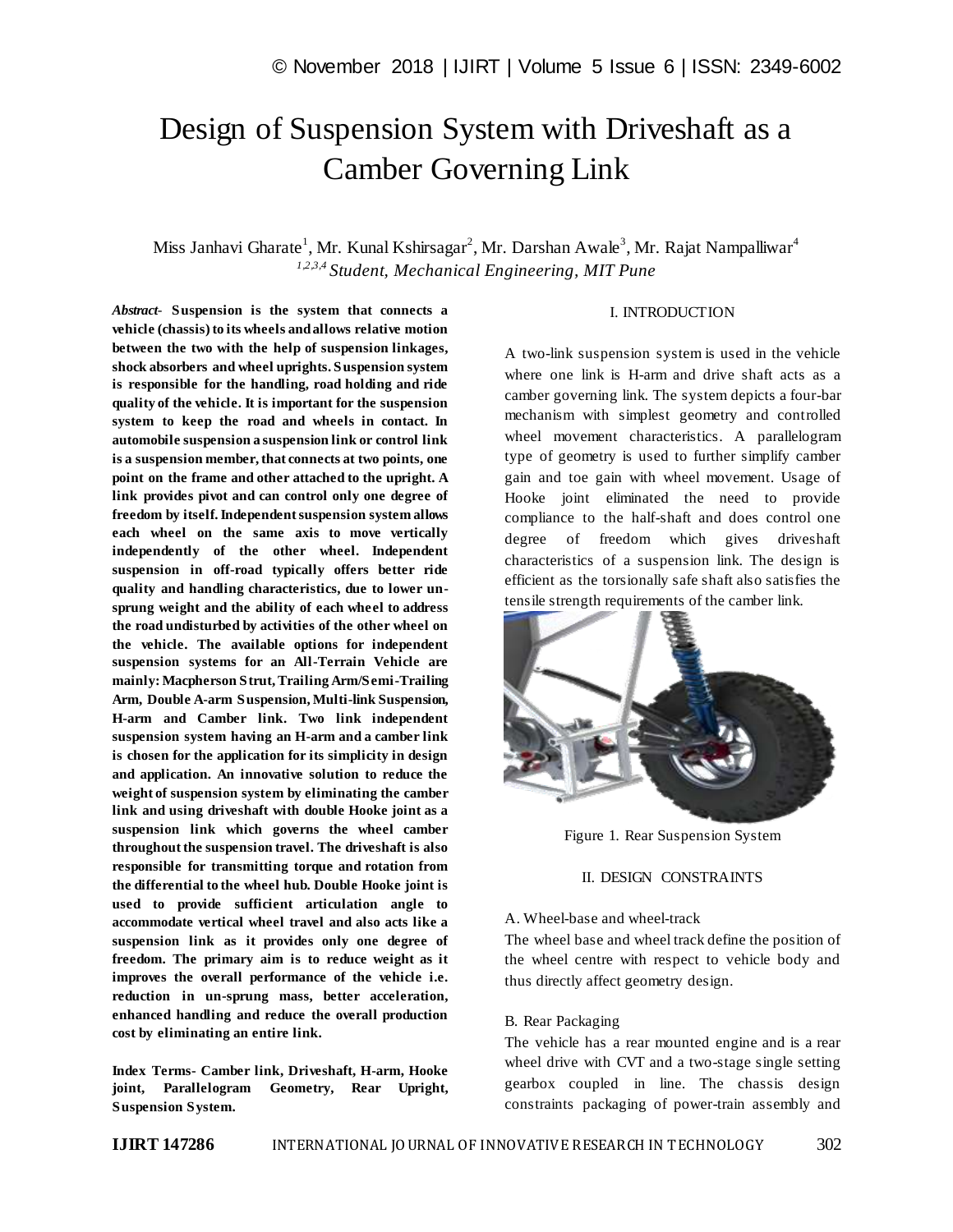# Design of Suspension System with Driveshaft as a Camber Governing Link

Miss Janhavi Gharate[1], Mr. Kunal Kshirsagar[2], Mr. Darshan Awale[3], Mr. Rajat Nampalliwar[4]

*[1,2,3,4] Student, Mechanical Engineering, MIT Pune*

***Abstract-*** **Suspension is the system that connects a vehicle (chassis) to its wheels and allows relative motion between the two with the help of suspension linkages, shock absorbers and wheel uprights. Suspension system is responsible for the handling, road holding and ride quality of the vehicle. It is important for the suspension system to keep the road and wheels in contact. In automobile suspension a suspension link or control link is a suspension member, that connects at two points, one point on the frame and other attached to the upright. A link provides pivot and can control only one degree of freedom by itself. Independent suspension system allows each wheel on the same axis to move vertically independently of the other wheel. Independent suspension in off-road typically offers better ride quality and handling characteristics, due to lower un-sprung weight and the ability of each wheel to address the road undisturbed by activities of the other wheel on the vehicle. The available options for independent suspension systems for an All-Terrain Vehicle are mainly: Macpherson Strut, Trailing Arm/Semi-Trailing Arm, Double A-arm Suspension, Multi-link Suspension, H-arm and Camber link. Two link independent suspension system having an H-arm and a camber link is chosen for the application for its simplicity in design and application. An innovative solution to reduce the weight of suspension system by eliminating the camber link and using driveshaft with double Hooke joint as a suspension link which governs the wheel camber throughout the suspension travel. The driveshaft is also responsible for transmitting torque and rotation from the differential to the wheel hub. Double Hooke joint is used to provide sufficient articulation angle to accommodate vertical wheel travel and also acts like a suspension link as it provides only one degree of freedom. The primary aim is to reduce weight as it improves the overall performance of the vehicle i.e. reduction in un-sprung mass, better acceleration, enhanced handling and reduce the overall production cost by eliminating an entire link.**

**Index Terms- Camber link, Driveshaft, H-arm, Hooke joint, Parallelogram Geometry, Rear Upright, Suspension System.**

## I. INTRODUCTION

A two-link suspension system is used in the vehicle where one link is H-arm and drive shaft acts as a camber governing link. The system depicts a four-bar mechanism with simplest geometry and controlled wheel movement characteristics. A parallelogram type of geometry is used to further simplify camber gain and toe gain with wheel movement. Usage of Hooke joint eliminated the need to provide compliance to the half-shaft and does control one degree of freedom which gives driveshaft characteristics of a suspension link. The design is efficient as the torsionally safe shaft also satisfies the tensile strength requirements of the camber link.

Figure 1. Rear Suspension System

## II. DESIGN CONSTRAINTS

### A. Wheel-base and wheel-track

The wheel base and wheel track define the position of the wheel centre with respect to vehicle body and thus directly affect geometry design.

### B. Rear Packaging

The vehicle has a rear mounted engine and is a rear wheel drive with CVT and a two-stage single setting gearbox coupled in line. The chassis design constraints packaging of power-train assembly and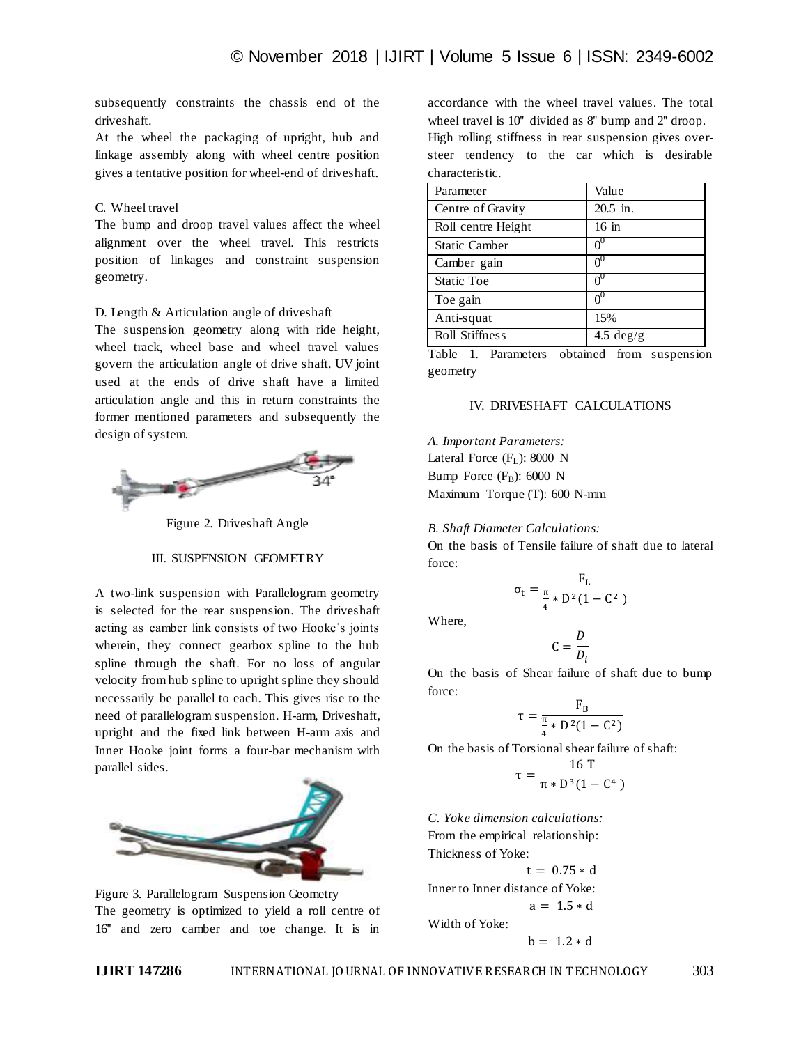subsequently constraints the chassis end of the driveshaft.

At the wheel the packaging of upright, hub and linkage assembly along with wheel centre position gives a tentative position for wheel-end of driveshaft.

C. Wheel travel

The bump and droop travel values affect the wheel alignment over the wheel travel. This restricts position of linkages and constraint suspension geometry.

D. Length & Articulation angle of driveshaft

The suspension geometry along with ride height, wheel track, wheel base and wheel travel values govern the articulation angle of drive shaft. UV joint used at the ends of drive shaft have a limited articulation angle and this in return constraints the former mentioned parameters and subsequently the design of system.

Figure 2. Driveshaft Angle

## III. SUSPENSION GEOMETRY

A two-link suspension with Parallelogram geometry is selected for the rear suspension. The driveshaft acting as camber link consists of two Hooke's joints wherein, they connect gearbox spline to the hub spline through the shaft. For no loss of angular velocity from hub spline to upright spline they should necessarily be parallel to each. This gives rise to the need of parallelogram suspension. H-arm, Driveshaft, upright and the fixed link between H-arm axis and Inner Hooke joint forms a four-bar mechanism with parallel sides.

Figure 3. Parallelogram Suspension Geometry

The geometry is optimized to yield a roll centre of 16" and zero camber and toe change. It is in accordance with the wheel travel values. The total wheel travel is 10" divided as 8" bump and 2" droop.

High rolling stiffness in rear suspension gives over-steer tendency to the car which is desirable characteristic.

| Parameter | Value |
|---|---|
| Centre of Gravity | 20.5 in. |
| Roll centre Height | 16 in |
| Static Camber | $0^0$ |
| Camber gain | $0^0$ |
| Static Toe | $0^0$ |
| Toe gain | $0^0$ |
| Anti-squat | 15% |
| Roll Stiffness | 4.5 deg/g |

Table 1. Parameters obtained from suspension geometry

## IV. DRIVESHAFT CALCULATIONS

*A. Important Parameters:*

Lateral Force ($F_L$): 8000 N

Bump Force ($F_B$): 6000 N

Maximum Torque (T): 600 N-mm

*B. Shaft Diameter Calculations:*

On the basis of Tensile failure of shaft due to lateral force:

$$\sigma_t = \frac{F_L}{\frac{\pi}{4} * D^2(1 - C^2)}$$

Where,

$$C = \frac{D}{D_i}$$

On the basis of Shear failure of shaft due to bump force:

$$\tau = \frac{F_B}{\frac{\pi}{4} * D^2(1 - C^2)}$$

On the basis of Torsional shear failure of shaft:

$$\tau = \frac{16\ T}{\pi * D^3(1 - C^4)}$$

*C. Yoke dimension calculations:*

From the empirical relationship:

Thickness of Yoke:

$$t = 0.75 * d$$

Inner to Inner distance of Yoke:

$$a = 1.5 * d$$

Width of Yoke:

$$b = 1.2 * d$$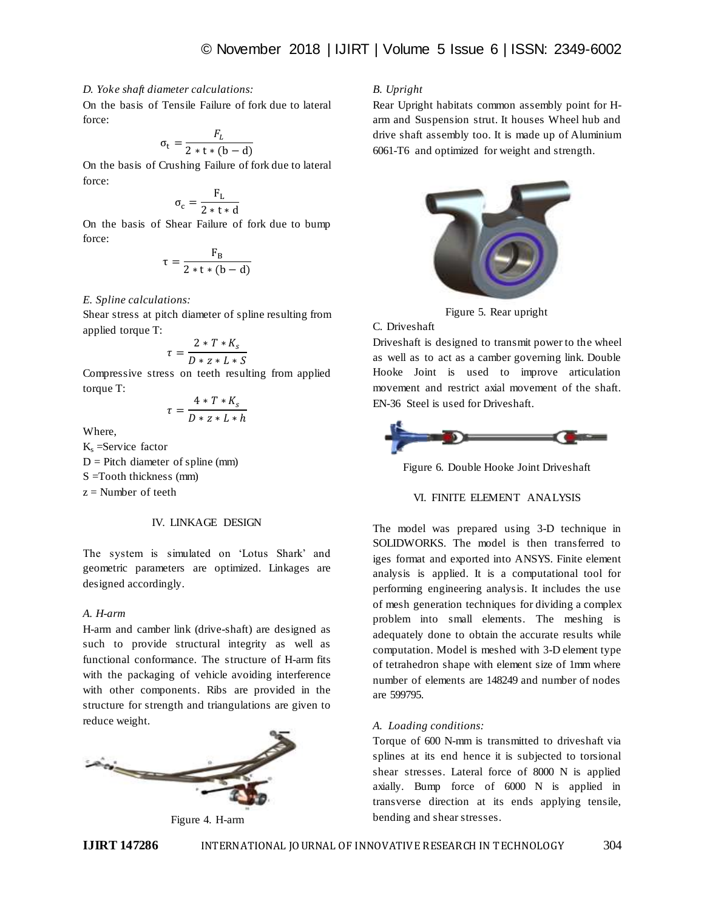*D. Yoke shaft diameter calculations:*

On the basis of Tensile Failure of fork due to lateral force:

$$\sigma_t = \frac{F_L}{2 * t * (b - d)}$$

On the basis of Crushing Failure of fork due to lateral force:

$$\sigma_c = \frac{F_L}{2 * t * d}$$

On the basis of Shear Failure of fork due to bump force:

$$\tau = \frac{F_B}{2 * t * (b - d)}$$

*E. Spline calculations:*

Shear stress at pitch diameter of spline resulting from applied torque T:

$$\tau = \frac{2 * T * K_s}{D * z * L * S}$$

Compressive stress on teeth resulting from applied torque T:

$$\tau = \frac{4 * T * K_s}{D * z * L * h}$$

Where,

$K_s$ =Service factor

D = Pitch diameter of spline (mm)

S =Tooth thickness (mm)

z = Number of teeth

## IV. LINKAGE DESIGN

The system is simulated on 'Lotus Shark' and geometric parameters are optimized. Linkages are designed accordingly.

*A. H-arm*

H-arm and camber link (drive-shaft) are designed as such to provide structural integrity as well as functional conformance. The structure of H-arm fits with the packaging of vehicle avoiding interference with other components. Ribs are provided in the structure for strength and triangulations are given to reduce weight.

Figure 4. H-arm

*B. Upright*

Rear Upright habitats common assembly point for H-arm and Suspension strut. It houses Wheel hub and drive shaft assembly too. It is made up of Aluminium 6061-T6 and optimized for weight and strength.

Figure 5. Rear upright

C. Driveshaft

Driveshaft is designed to transmit power to the wheel as well as to act as a camber governing link. Double Hooke Joint is used to improve articulation movement and restrict axial movement of the shaft. EN-36 Steel is used for Driveshaft.

Figure 6. Double Hooke Joint Driveshaft

## VI. FINITE ELEMENT ANALYSIS

The model was prepared using 3-D technique in SOLIDWORKS. The model is then transferred to iges format and exported into ANSYS. Finite element analysis is applied. It is a computational tool for performing engineering analysis. It includes the use of mesh generation techniques for dividing a complex problem into small elements. The meshing is adequately done to obtain the accurate results while computation. Model is meshed with 3-D element type of tetrahedron shape with element size of 1mm where number of elements are 148249 and number of nodes are 599795.

*A. Loading conditions:*

Torque of 600 N-mm is transmitted to driveshaft via splines at its end hence it is subjected to torsional shear stresses. Lateral force of 8000 N is applied axially. Bump force of 6000 N is applied in transverse direction at its ends applying tensile, bending and shear stresses.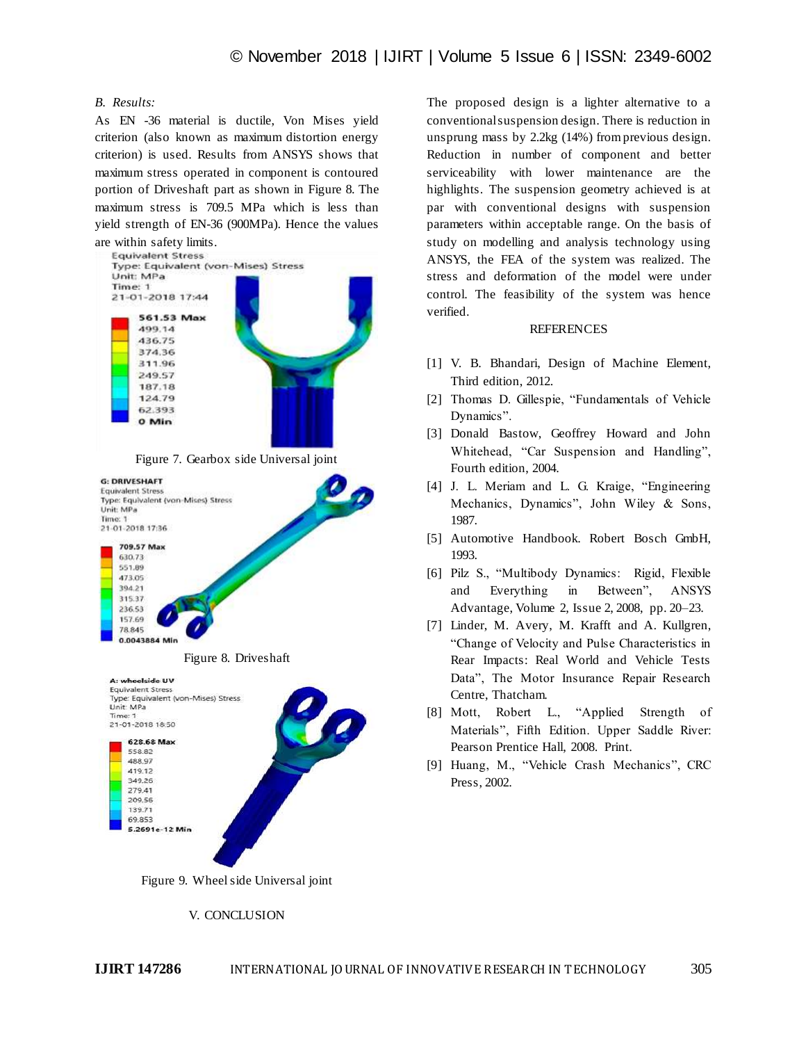### B. Results:

As EN -36 material is ductile, Von Mises yield criterion (also known as maximum distortion energy criterion) is used. Results from ANSYS shows that maximum stress operated in component is contoured portion of Driveshaft part as shown in Figure 8. The maximum stress is 709.5 MPa which is less than yield strength of EN-36 (900MPa). Hence the values are within safety limits.

Equivalent Stress
Type: Equivalent (von-Mises) Stress
Unit: MPa
Time: 1
21-01-2018 17:44

561.53 Max
499.14
436.75
374.36
311.96
249.57
187.18
124.79
62.393
0 Min

Figure 7. Gearbox side Universal joint

G: DRIVESHAFT
Equivalent Stress
Type: Equivalent (von-Mises) Stress
Unit: MPa
Time: 1
21-01-2018 17:36

709.57 Max
630.73
551.89
473.05
394.21
315.37
236.53
157.69
78.845
0.0043884 Min

Figure 8. Driveshaft

A: wheelside UV
Equivalent Stress
Type: Equivalent (von-Mises) Stress
Unit: MPa
Time: 1
21-01-2018 18:50

628.68 Max
558.82
488.97
419.12
349.26
279.41
209.56
139.71
69.853
5.2691e-12 Min

Figure 9. Wheel side Universal joint

## V. CONCLUSION

The proposed design is a lighter alternative to a conventional suspension design. There is reduction in unsprung mass by 2.2kg (14%) from previous design. Reduction in number of component and better serviceability with lower maintenance are the highlights. The suspension geometry achieved is at par with conventional designs with suspension parameters within acceptable range. On the basis of study on modelling and analysis technology using ANSYS, the FEA of the system was realized. The stress and deformation of the model were under control. The feasibility of the system was hence verified.

## REFERENCES

[1] V. B. Bhandari, Design of Machine Element, Third edition, 2012.

[2] Thomas D. Gillespie, "Fundamentals of Vehicle Dynamics".

[3] Donald Bastow, Geoffrey Howard and John Whitehead, "Car Suspension and Handling", Fourth edition, 2004.

[4] J. L. Meriam and L. G. Kraige, "Engineering Mechanics, Dynamics", John Wiley & Sons, 1987.

[5] Automotive Handbook. Robert Bosch GmbH, 1993.

[6] Pilz S., "Multibody Dynamics: Rigid, Flexible and Everything in Between", ANSYS Advantage, Volume 2, Issue 2, 2008, pp. 20–23.

[7] Linder, M. Avery, M. Krafft and A. Kullgren, "Change of Velocity and Pulse Characteristics in Rear Impacts: Real World and Vehicle Tests Data", The Motor Insurance Repair Research Centre, Thatcham.

[8] Mott, Robert L., "Applied Strength of Materials", Fifth Edition. Upper Saddle River: Pearson Prentice Hall, 2008. Print.

[9] Huang, M., "Vehicle Crash Mechanics", CRC Press, 2002.